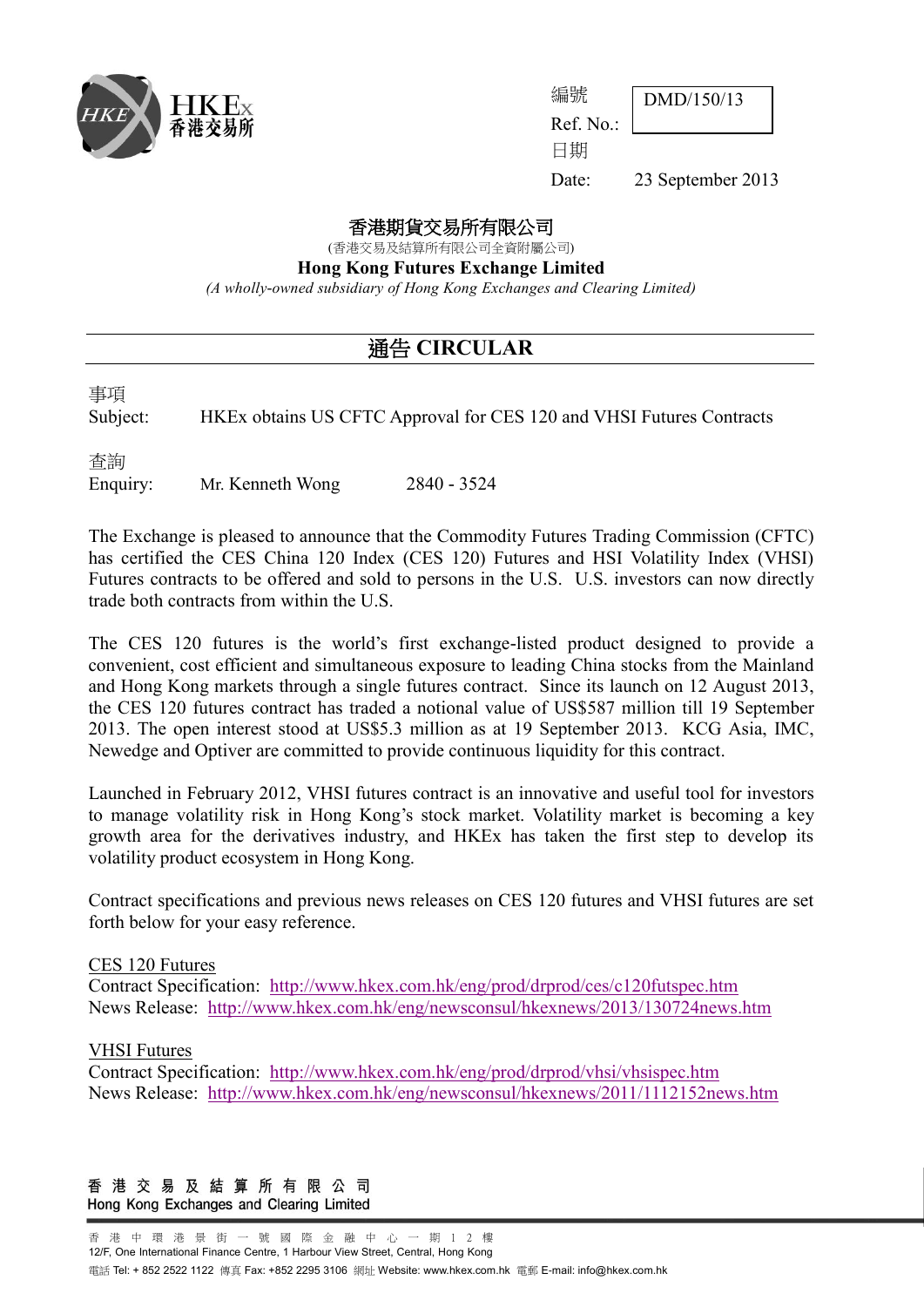HKEx 香港交易所

編號
Ref. No.: DMD/150/13
日期
Date: 23 September 2013

**香港期貨交易所有限公司**
(香港交易及結算所有限公司全資附屬公司)
**Hong Kong Futures Exchange Limited**
*(A wholly-owned subsidiary of Hong Kong Exchanges and Clearing Limited)*

# 通告 CIRCULAR

事項
Subject: HKEx obtains US CFTC Approval for CES 120 and VHSI Futures Contracts

查詢
Enquiry: Mr. Kenneth Wong 2840 - 3524

The Exchange is pleased to announce that the Commodity Futures Trading Commission (CFTC) has certified the CES China 120 Index (CES 120) Futures and HSI Volatility Index (VHSI) Futures contracts to be offered and sold to persons in the U.S. U.S. investors can now directly trade both contracts from within the U.S.

The CES 120 futures is the world's first exchange-listed product designed to provide a convenient, cost efficient and simultaneous exposure to leading China stocks from the Mainland and Hong Kong markets through a single futures contract. Since its launch on 12 August 2013, the CES 120 futures contract has traded a notional value of US$587 million till 19 September 2013. The open interest stood at US$5.3 million as at 19 September 2013. KCG Asia, IMC, Newedge and Optiver are committed to provide continuous liquidity for this contract.

Launched in February 2012, VHSI futures contract is an innovative and useful tool for investors to manage volatility risk in Hong Kong's stock market. Volatility market is becoming a key growth area for the derivatives industry, and HKEx has taken the first step to develop its volatility product ecosystem in Hong Kong.

Contract specifications and previous news releases on CES 120 futures and VHSI futures are set forth below for your easy reference.

CES 120 Futures
Contract Specification: http://www.hkex.com.hk/eng/prod/drprod/ces/c120futspec.htm
News Release: http://www.hkex.com.hk/eng/newsconsul/hkexnews/2013/130724news.htm

VHSI Futures
Contract Specification: http://www.hkex.com.hk/eng/prod/drprod/vhsi/vhsispec.htm
News Release: http://www.hkex.com.hk/eng/newsconsul/hkexnews/2011/1112152news.htm

香 港 交 易 及 結 算 所 有 限 公 司
Hong Kong Exchanges and Clearing Limited

香 港 中 環 港 景 街 一 號 國 際 金 融 中 心 一 期 1 2 樓
12/F, One International Finance Centre, 1 Harbour View Street, Central, Hong Kong
電話 Tel: + 852 2522 1122 傳真 Fax: +852 2295 3106 網址 Website: www.hkex.com.hk 電郵 E-mail: info@hkex.com.hk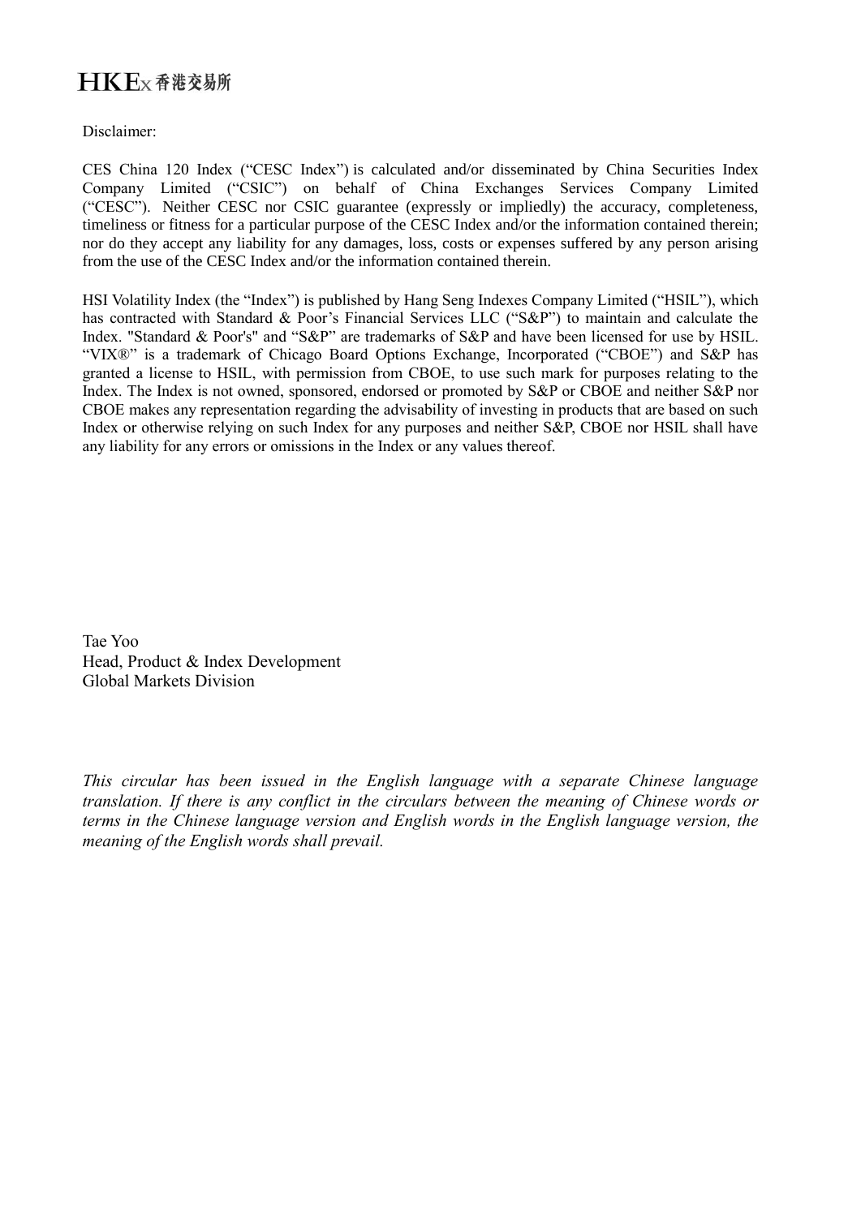Disclaimer:

CES China 120 Index ("CESC Index") is calculated and/or disseminated by China Securities Index Company Limited ("CSIC") on behalf of China Exchanges Services Company Limited ("CESC"). Neither CESC nor CSIC guarantee (expressly or impliedly) the accuracy, completeness, timeliness or fitness for a particular purpose of the CESC Index and/or the information contained therein; nor do they accept any liability for any damages, loss, costs or expenses suffered by any person arising from the use of the CESC Index and/or the information contained therein.

HSI Volatility Index (the "Index") is published by Hang Seng Indexes Company Limited ("HSIL"), which has contracted with Standard & Poor's Financial Services LLC ("S&P") to maintain and calculate the Index. "Standard & Poor's" and "S&P" are trademarks of S&P and have been licensed for use by HSIL. "VIX®" is a trademark of Chicago Board Options Exchange, Incorporated ("CBOE") and S&P has granted a license to HSIL, with permission from CBOE, to use such mark for purposes relating to the Index. The Index is not owned, sponsored, endorsed or promoted by S&P or CBOE and neither S&P nor CBOE makes any representation regarding the advisability of investing in products that are based on such Index or otherwise relying on such Index for any purposes and neither S&P, CBOE nor HSIL shall have any liability for any errors or omissions in the Index or any values thereof.

Tae Yoo
Head, Product & Index Development
Global Markets Division

*This circular has been issued in the English language with a separate Chinese language translation. If there is any conflict in the circulars between the meaning of Chinese words or terms in the Chinese language version and English words in the English language version, the meaning of the English words shall prevail.*